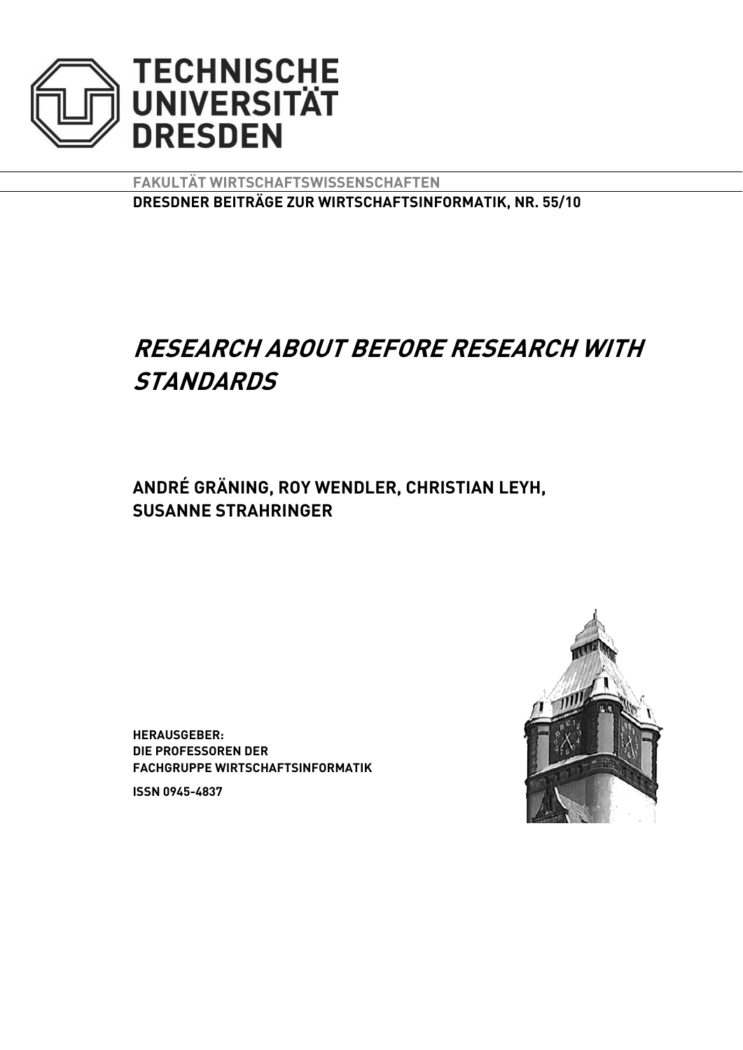TECHNISCHE UNIVERSITÄT DRESDEN

FAKULTÄT WIRTSCHAFTSWISSENSCHAFTEN

DRESDNER BEITRÄGE ZUR WIRTSCHAFTSINFORMATIK, NR. 55/10

# *RESEARCH ABOUT BEFORE RESEARCH WITH STANDARDS*

**ANDRÉ GRÄNING, ROY WENDLER, CHRISTIAN LEYH, SUSANNE STRAHRINGER**

**HERAUSGEBER:**
**DIE PROFESSOREN DER**
**FACHGRUPPE WIRTSCHAFTSINFORMATIK**

**ISSN 0945-4837**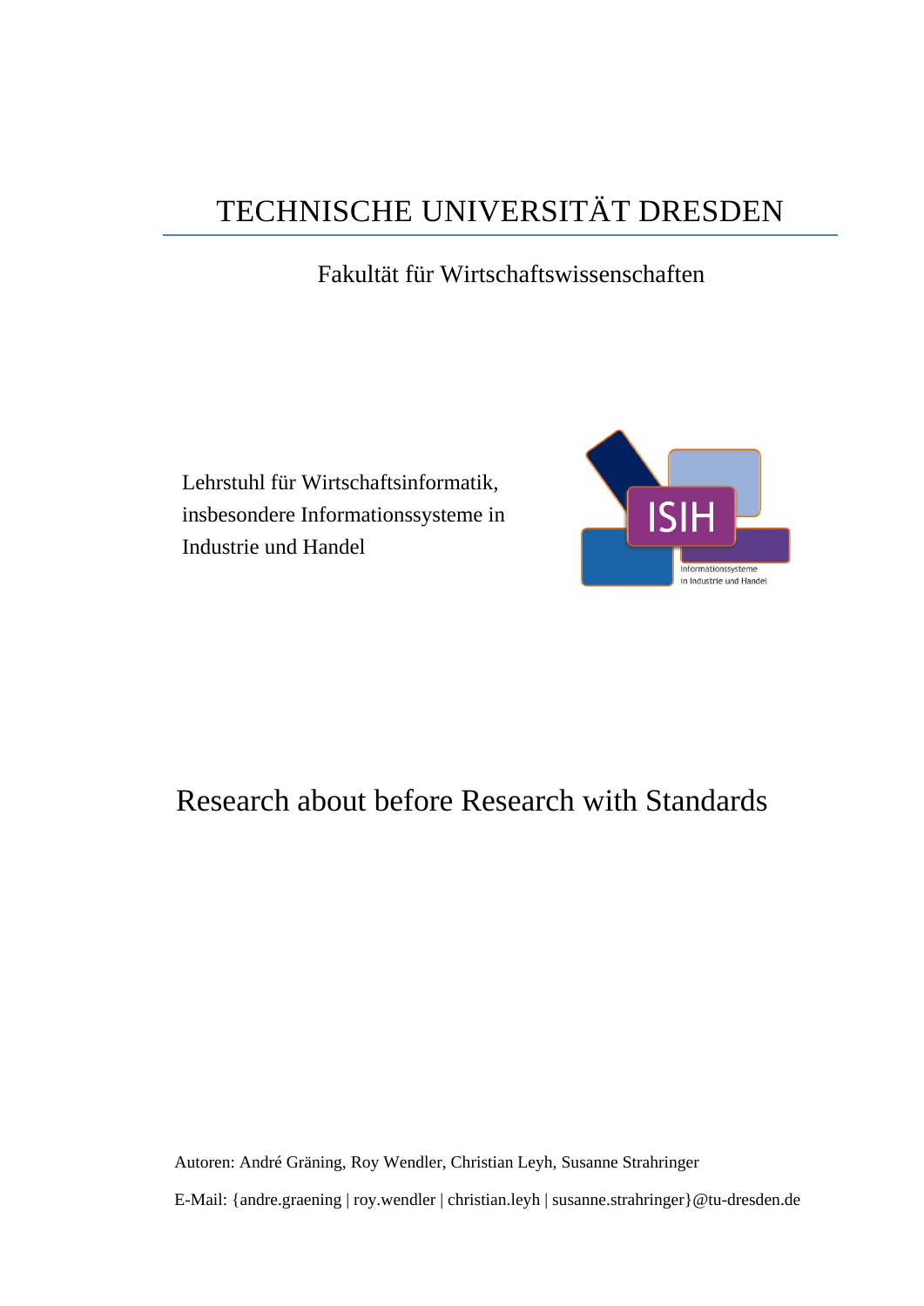# TECHNISCHE UNIVERSITÄT DRESDEN

Fakultät für Wirtschaftswissenschaften

Lehrstuhl für Wirtschaftsinformatik, insbesondere Informationssysteme in Industrie und Handel

## Research about before Research with Standards

Autoren: André Gräning, Roy Wendler, Christian Leyh, Susanne Strahringer

E-Mail: {andre.graening | roy.wendler | christian.leyh | susanne.strahringer}@tu-dresden.de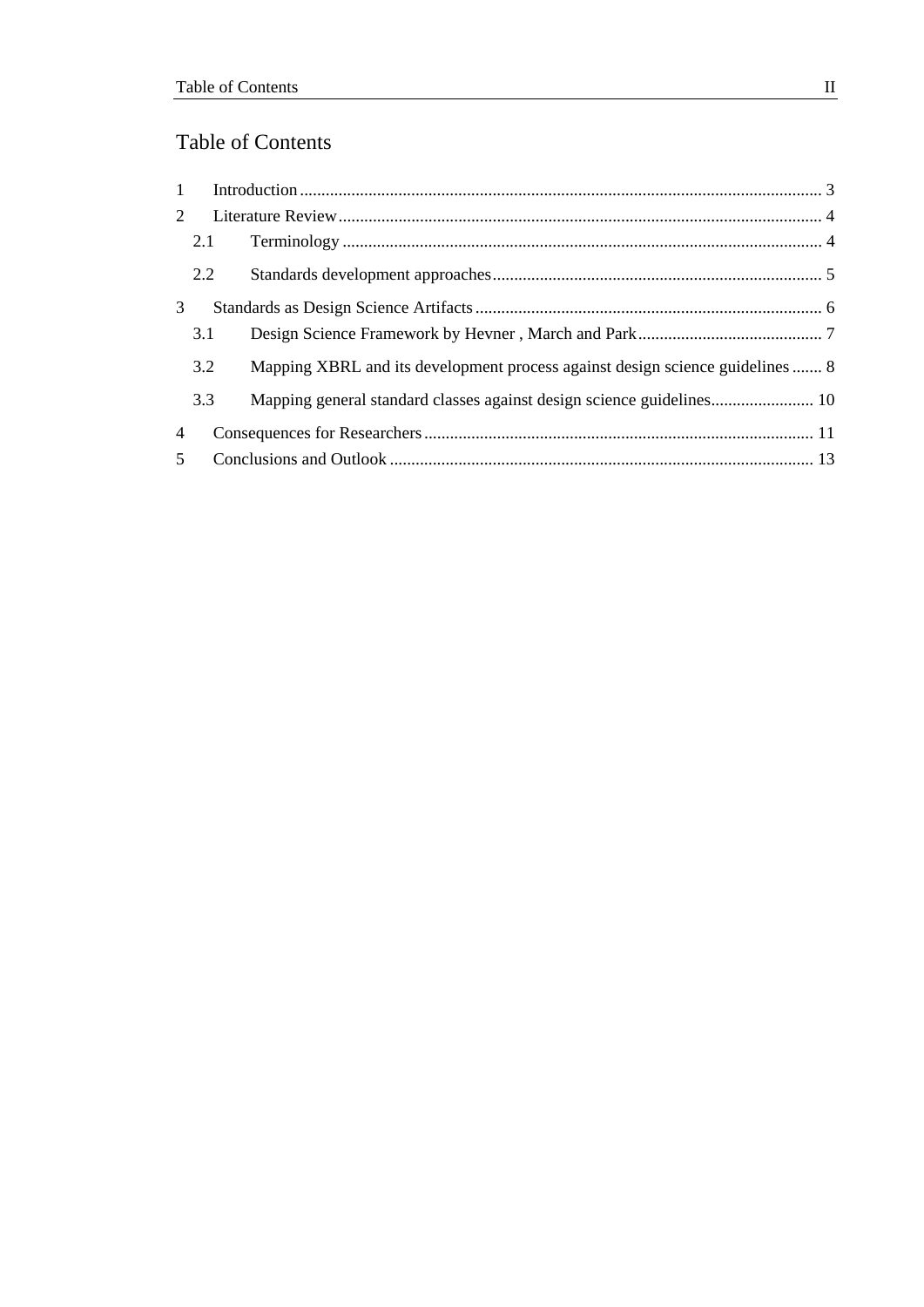# Table of Contents

1 Introduction ........................................................................................................... 3
2 Literature Review .................................................................................................. 4
  2.1 Terminology ................................................................................................... 4
  2.2 Standards development approaches ............................................................... 5
3 Standards as Design Science Artifacts ................................................................... 6
  3.1 Design Science Framework by Hevner , March and Park ............................... 7
  3.2 Mapping XBRL and its development process against design science guidelines ....... 8
  3.3 Mapping general standard classes against design science guidelines ........................ 10
4 Consequences for Researchers ............................................................................ 11
5 Conclusions and Outlook .................................................................................... 13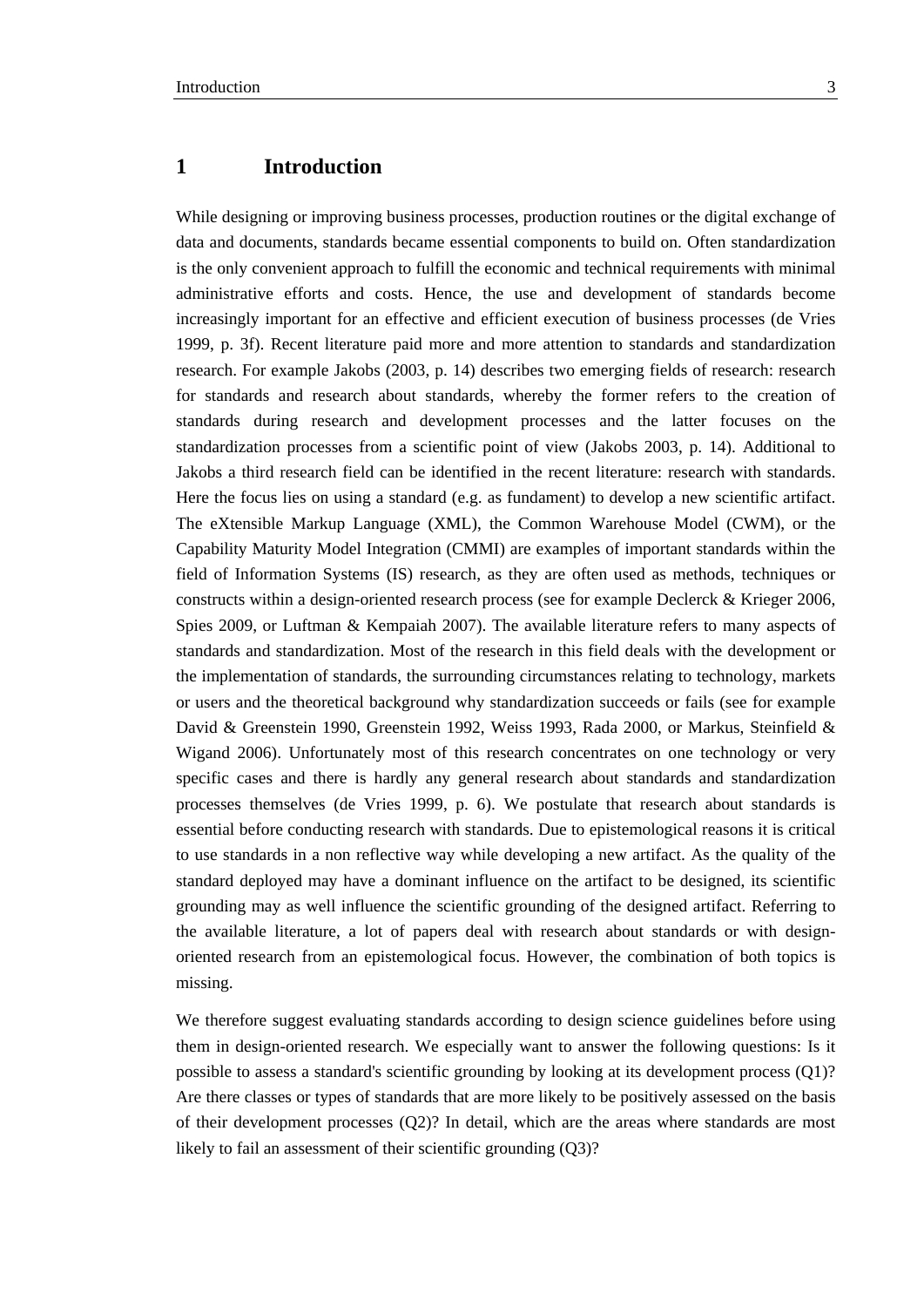# 1 Introduction

While designing or improving business processes, production routines or the digital exchange of data and documents, standards became essential components to build on. Often standardization is the only convenient approach to fulfill the economic and technical requirements with minimal administrative efforts and costs. Hence, the use and development of standards become increasingly important for an effective and efficient execution of business processes (de Vries 1999, p. 3f). Recent literature paid more and more attention to standards and standardization research. For example Jakobs (2003, p. 14) describes two emerging fields of research: research for standards and research about standards, whereby the former refers to the creation of standards during research and development processes and the latter focuses on the standardization processes from a scientific point of view (Jakobs 2003, p. 14). Additional to Jakobs a third research field can be identified in the recent literature: research with standards. Here the focus lies on using a standard (e.g. as fundament) to develop a new scientific artifact. The eXtensible Markup Language (XML), the Common Warehouse Model (CWM), or the Capability Maturity Model Integration (CMMI) are examples of important standards within the field of Information Systems (IS) research, as they are often used as methods, techniques or constructs within a design-oriented research process (see for example Declerck & Krieger 2006, Spies 2009, or Luftman & Kempaiah 2007). The available literature refers to many aspects of standards and standardization. Most of the research in this field deals with the development or the implementation of standards, the surrounding circumstances relating to technology, markets or users and the theoretical background why standardization succeeds or fails (see for example David & Greenstein 1990, Greenstein 1992, Weiss 1993, Rada 2000, or Markus, Steinfield & Wigand 2006). Unfortunately most of this research concentrates on one technology or very specific cases and there is hardly any general research about standards and standardization processes themselves (de Vries 1999, p. 6). We postulate that research about standards is essential before conducting research with standards. Due to epistemological reasons it is critical to use standards in a non reflective way while developing a new artifact. As the quality of the standard deployed may have a dominant influence on the artifact to be designed, its scientific grounding may as well influence the scientific grounding of the designed artifact. Referring to the available literature, a lot of papers deal with research about standards or with design-oriented research from an epistemological focus. However, the combination of both topics is missing.

We therefore suggest evaluating standards according to design science guidelines before using them in design-oriented research. We especially want to answer the following questions: Is it possible to assess a standard's scientific grounding by looking at its development process (Q1)? Are there classes or types of standards that are more likely to be positively assessed on the basis of their development processes (Q2)? In detail, which are the areas where standards are most likely to fail an assessment of their scientific grounding (Q3)?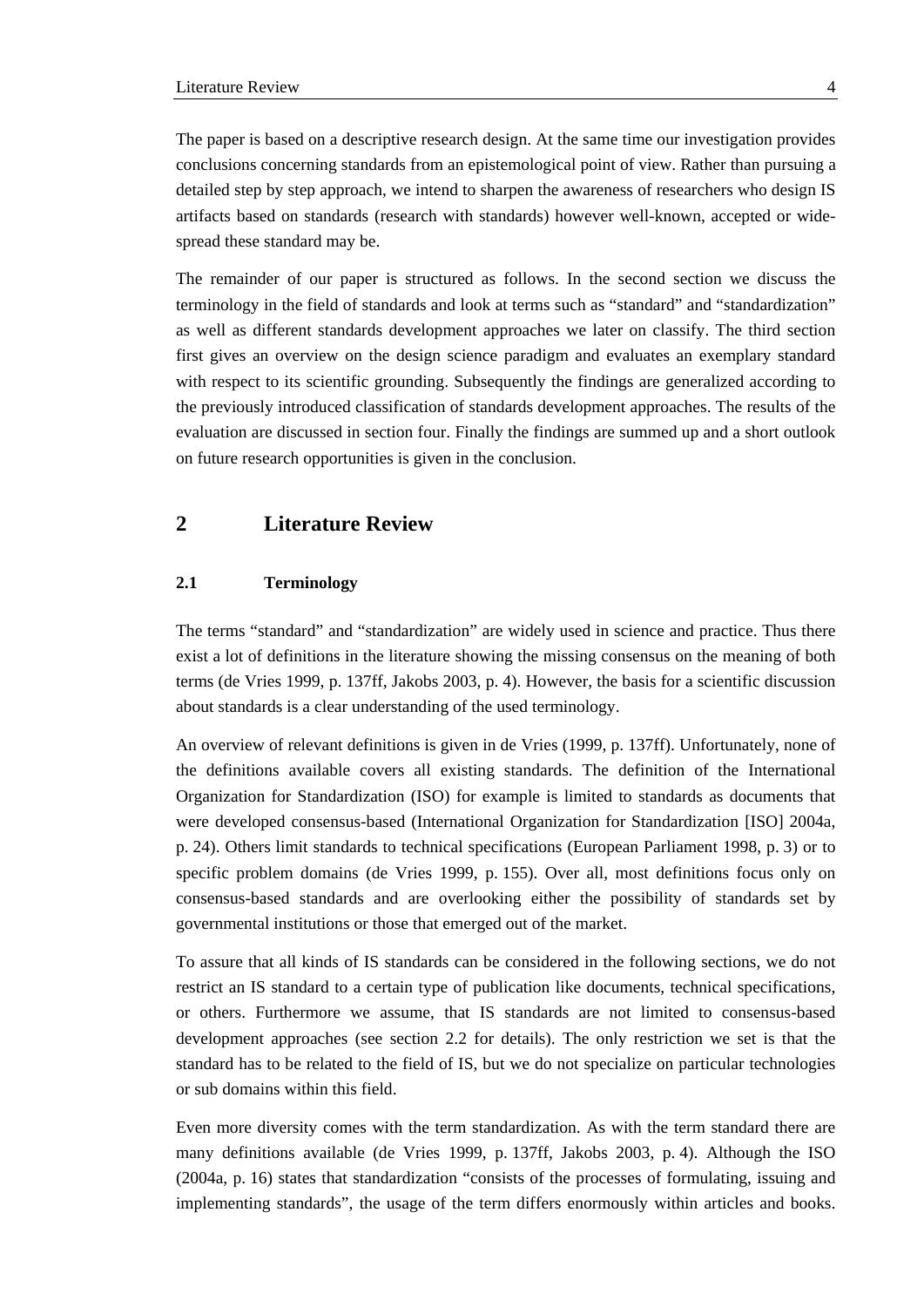The paper is based on a descriptive research design. At the same time our investigation provides conclusions concerning standards from an epistemological point of view. Rather than pursuing a detailed step by step approach, we intend to sharpen the awareness of researchers who design IS artifacts based on standards (research with standards) however well-known, accepted or wide-spread these standard may be.

The remainder of our paper is structured as follows. In the second section we discuss the terminology in the field of standards and look at terms such as "standard" and "standardization" as well as different standards development approaches we later on classify. The third section first gives an overview on the design science paradigm and evaluates an exemplary standard with respect to its scientific grounding. Subsequently the findings are generalized according to the previously introduced classification of standards development approaches. The results of the evaluation are discussed in section four. Finally the findings are summed up and a short outlook on future research opportunities is given in the conclusion.

## 2 Literature Review

### 2.1 Terminology

The terms "standard" and "standardization" are widely used in science and practice. Thus there exist a lot of definitions in the literature showing the missing consensus on the meaning of both terms (de Vries 1999, p. 137ff, Jakobs 2003, p. 4). However, the basis for a scientific discussion about standards is a clear understanding of the used terminology.

An overview of relevant definitions is given in de Vries (1999, p. 137ff). Unfortunately, none of the definitions available covers all existing standards. The definition of the International Organization for Standardization (ISO) for example is limited to standards as documents that were developed consensus-based (International Organization for Standardization [ISO] 2004a, p. 24). Others limit standards to technical specifications (European Parliament 1998, p. 3) or to specific problem domains (de Vries 1999, p. 155). Over all, most definitions focus only on consensus-based standards and are overlooking either the possibility of standards set by governmental institutions or those that emerged out of the market.

To assure that all kinds of IS standards can be considered in the following sections, we do not restrict an IS standard to a certain type of publication like documents, technical specifications, or others. Furthermore we assume, that IS standards are not limited to consensus-based development approaches (see section 2.2 for details). The only restriction we set is that the standard has to be related to the field of IS, but we do not specialize on particular technologies or sub domains within this field.

Even more diversity comes with the term standardization. As with the term standard there are many definitions available (de Vries 1999, p. 137ff, Jakobs 2003, p. 4). Although the ISO (2004a, p. 16) states that standardization "consists of the processes of formulating, issuing and implementing standards", the usage of the term differs enormously within articles and books.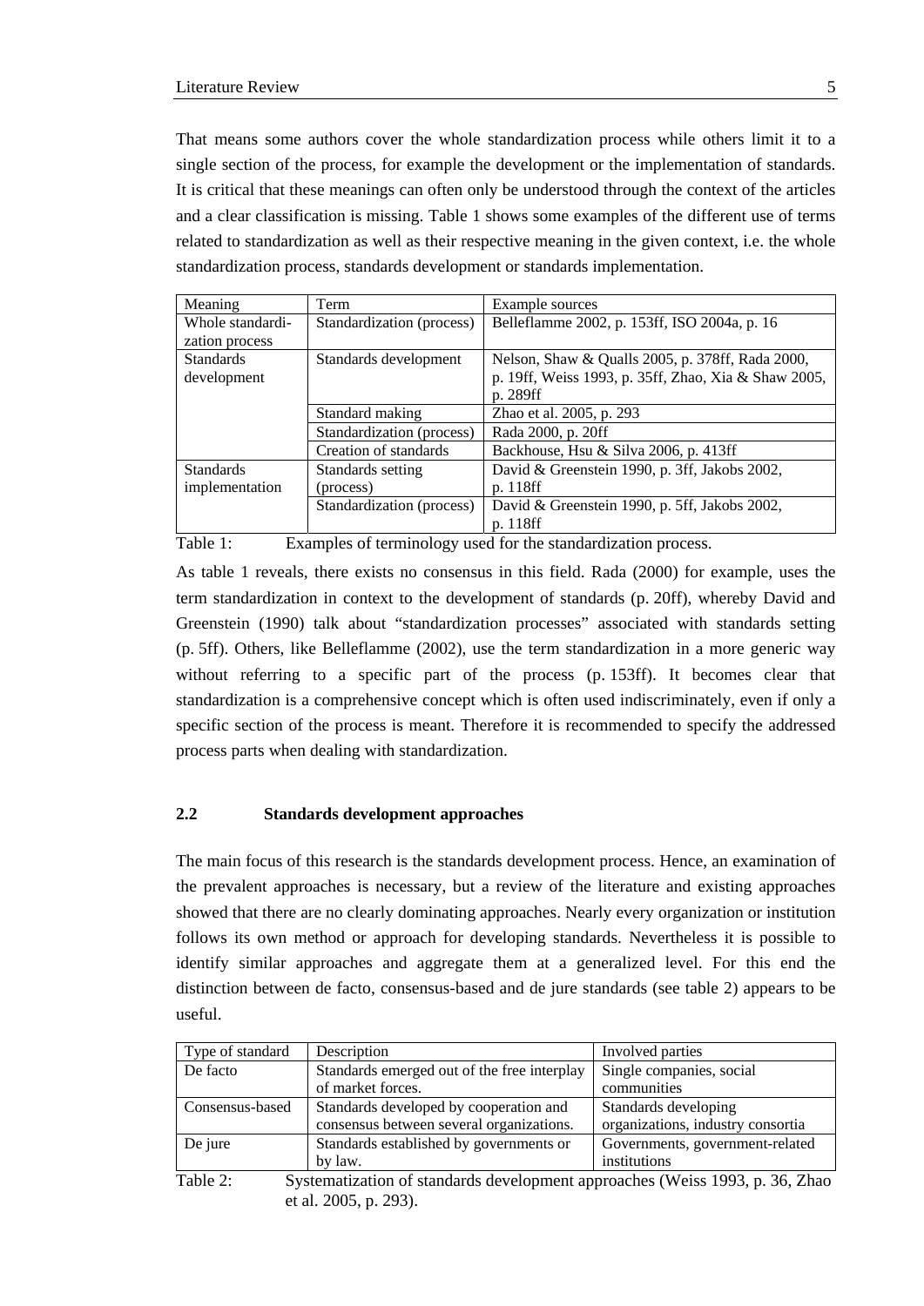That means some authors cover the whole standardization process while others limit it to a single section of the process, for example the development or the implementation of standards. It is critical that these meanings can often only be understood through the context of the articles and a clear classification is missing. Table 1 shows some examples of the different use of terms related to standardization as well as their respective meaning in the given context, i.e. the whole standardization process, standards development or standards implementation.

| Meaning | Term | Example sources |
|---|---|---|
| Whole standardization process | Standardization (process) | Belleflamme 2002, p. 153ff, ISO 2004a, p. 16 |
| Standards development | Standards development | Nelson, Shaw & Qualls 2005, p. 378ff, Rada 2000, p. 19ff, Weiss 1993, p. 35ff, Zhao, Xia & Shaw 2005, p. 289ff |
| | Standard making | Zhao et al. 2005, p. 293 |
| | Standardization (process) | Rada 2000, p. 20ff |
| | Creation of standards | Backhouse, Hsu & Silva 2006, p. 413ff |
| Standards implementation | Standards setting (process) | David & Greenstein 1990, p. 3ff, Jakobs 2002, p. 118ff |
| | Standardization (process) | David & Greenstein 1990, p. 5ff, Jakobs 2002, p. 118ff |

Table 1: Examples of terminology used for the standardization process.

As table 1 reveals, there exists no consensus in this field. Rada (2000) for example, uses the term standardization in context to the development of standards (p. 20ff), whereby David and Greenstein (1990) talk about "standardization processes" associated with standards setting (p. 5ff). Others, like Belleflamme (2002), use the term standardization in a more generic way without referring to a specific part of the process (p. 153ff). It becomes clear that standardization is a comprehensive concept which is often used indiscriminately, even if only a specific section of the process is meant. Therefore it is recommended to specify the addressed process parts when dealing with standardization.

## 2.2 Standards development approaches

The main focus of this research is the standards development process. Hence, an examination of the prevalent approaches is necessary, but a review of the literature and existing approaches showed that there are no clearly dominating approaches. Nearly every organization or institution follows its own method or approach for developing standards. Nevertheless it is possible to identify similar approaches and aggregate them at a generalized level. For this end the distinction between de facto, consensus-based and de jure standards (see table 2) appears to be useful.

| Type of standard | Description | Involved parties |
|---|---|---|
| De facto | Standards emerged out of the free interplay of market forces. | Single companies, social communities |
| Consensus-based | Standards developed by cooperation and consensus between several organizations. | Standards developing organizations, industry consortia |
| De jure | Standards established by governments or by law. | Governments, government-related institutions |

Table 2: Systematization of standards development approaches (Weiss 1993, p. 36, Zhao et al. 2005, p. 293).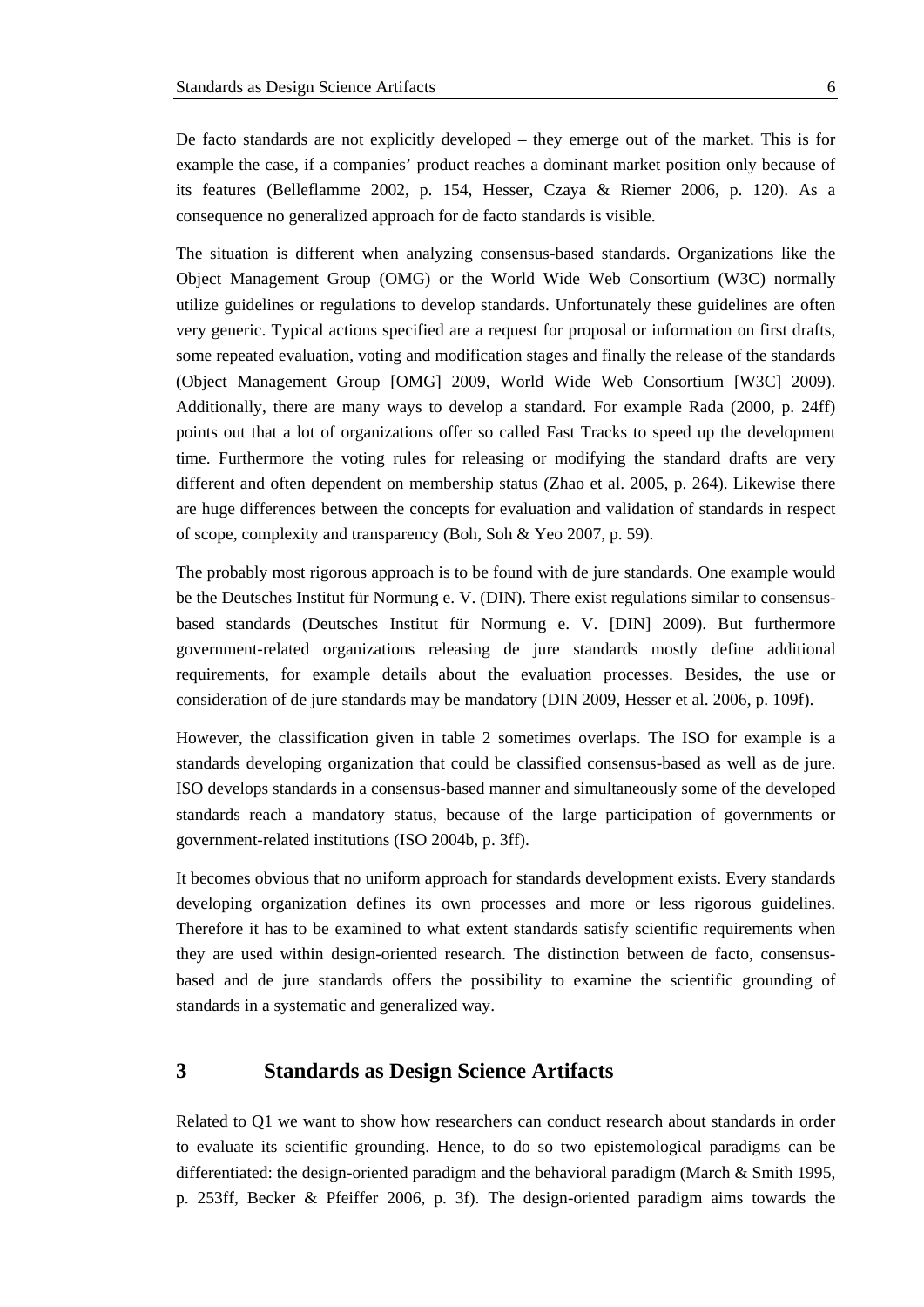De facto standards are not explicitly developed – they emerge out of the market. This is for example the case, if a companies' product reaches a dominant market position only because of its features (Belleflamme 2002, p. 154, Hesser, Czaya & Riemer 2006, p. 120). As a consequence no generalized approach for de facto standards is visible.

The situation is different when analyzing consensus-based standards. Organizations like the Object Management Group (OMG) or the World Wide Web Consortium (W3C) normally utilize guidelines or regulations to develop standards. Unfortunately these guidelines are often very generic. Typical actions specified are a request for proposal or information on first drafts, some repeated evaluation, voting and modification stages and finally the release of the standards (Object Management Group [OMG] 2009, World Wide Web Consortium [W3C] 2009). Additionally, there are many ways to develop a standard. For example Rada (2000, p. 24ff) points out that a lot of organizations offer so called Fast Tracks to speed up the development time. Furthermore the voting rules for releasing or modifying the standard drafts are very different and often dependent on membership status (Zhao et al. 2005, p. 264). Likewise there are huge differences between the concepts for evaluation and validation of standards in respect of scope, complexity and transparency (Boh, Soh & Yeo 2007, p. 59).

The probably most rigorous approach is to be found with de jure standards. One example would be the Deutsches Institut für Normung e. V. (DIN). There exist regulations similar to consensus-based standards (Deutsches Institut für Normung e. V. [DIN] 2009). But furthermore government-related organizations releasing de jure standards mostly define additional requirements, for example details about the evaluation processes. Besides, the use or consideration of de jure standards may be mandatory (DIN 2009, Hesser et al. 2006, p. 109f).

However, the classification given in table 2 sometimes overlaps. The ISO for example is a standards developing organization that could be classified consensus-based as well as de jure. ISO develops standards in a consensus-based manner and simultaneously some of the developed standards reach a mandatory status, because of the large participation of governments or government-related institutions (ISO 2004b, p. 3ff).

It becomes obvious that no uniform approach for standards development exists. Every standards developing organization defines its own processes and more or less rigorous guidelines. Therefore it has to be examined to what extent standards satisfy scientific requirements when they are used within design-oriented research. The distinction between de facto, consensus-based and de jure standards offers the possibility to examine the scientific grounding of standards in a systematic and generalized way.

# 3 Standards as Design Science Artifacts

Related to Q1 we want to show how researchers can conduct research about standards in order to evaluate its scientific grounding. Hence, to do so two epistemological paradigms can be differentiated: the design-oriented paradigm and the behavioral paradigm (March & Smith 1995, p. 253ff, Becker & Pfeiffer 2006, p. 3f). The design-oriented paradigm aims towards the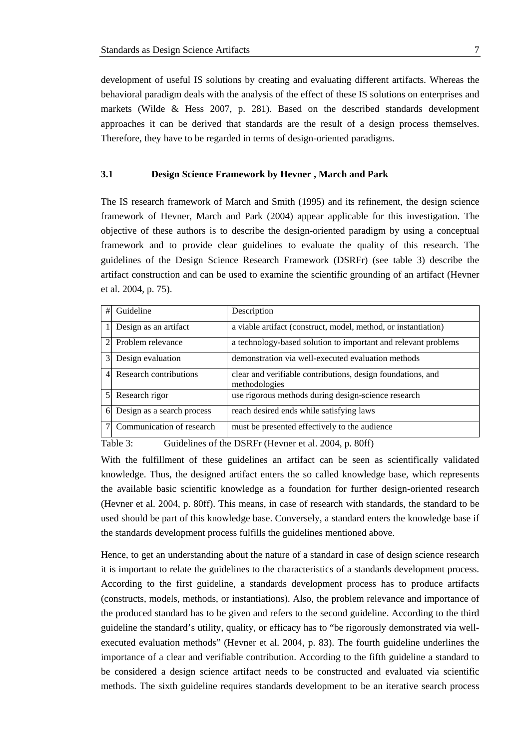development of useful IS solutions by creating and evaluating different artifacts. Whereas the behavioral paradigm deals with the analysis of the effect of these IS solutions on enterprises and markets (Wilde & Hess 2007, p. 281). Based on the described standards development approaches it can be derived that standards are the result of a design process themselves. Therefore, they have to be regarded in terms of design-oriented paradigms.

### 3.1 Design Science Framework by Hevner , March and Park

The IS research framework of March and Smith (1995) and its refinement, the design science framework of Hevner, March and Park (2004) appear applicable for this investigation. The objective of these authors is to describe the design-oriented paradigm by using a conceptual framework and to provide clear guidelines to evaluate the quality of this research. The guidelines of the Design Science Research Framework (DSRFr) (see table 3) describe the artifact construction and can be used to examine the scientific grounding of an artifact (Hevner et al. 2004, p. 75).

| # | Guideline | Description |
|---|---|---|
| 1 | Design as an artifact | a viable artifact (construct, model, method, or instantiation) |
| 2 | Problem relevance | a technology-based solution to important and relevant problems |
| 3 | Design evaluation | demonstration via well-executed evaluation methods |
| 4 | Research contributions | clear and verifiable contributions, design foundations, and methodologies |
| 5 | Research rigor | use rigorous methods during design-science research |
| 6 | Design as a search process | reach desired ends while satisfying laws |
| 7 | Communication of research | must be presented effectively to the audience |

Table 3: Guidelines of the DSRFr (Hevner et al. 2004, p. 80ff)

With the fulfillment of these guidelines an artifact can be seen as scientifically validated knowledge. Thus, the designed artifact enters the so called knowledge base, which represents the available basic scientific knowledge as a foundation for further design-oriented research (Hevner et al. 2004, p. 80ff). This means, in case of research with standards, the standard to be used should be part of this knowledge base. Conversely, a standard enters the knowledge base if the standards development process fulfills the guidelines mentioned above.

Hence, to get an understanding about the nature of a standard in case of design science research it is important to relate the guidelines to the characteristics of a standards development process. According to the first guideline, a standards development process has to produce artifacts (constructs, models, methods, or instantiations). Also, the problem relevance and importance of the produced standard has to be given and refers to the second guideline. According to the third guideline the standard's utility, quality, or efficacy has to "be rigorously demonstrated via well-executed evaluation methods" (Hevner et al. 2004, p. 83). The fourth guideline underlines the importance of a clear and verifiable contribution. According to the fifth guideline a standard to be considered a design science artifact needs to be constructed and evaluated via scientific methods. The sixth guideline requires standards development to be an iterative search process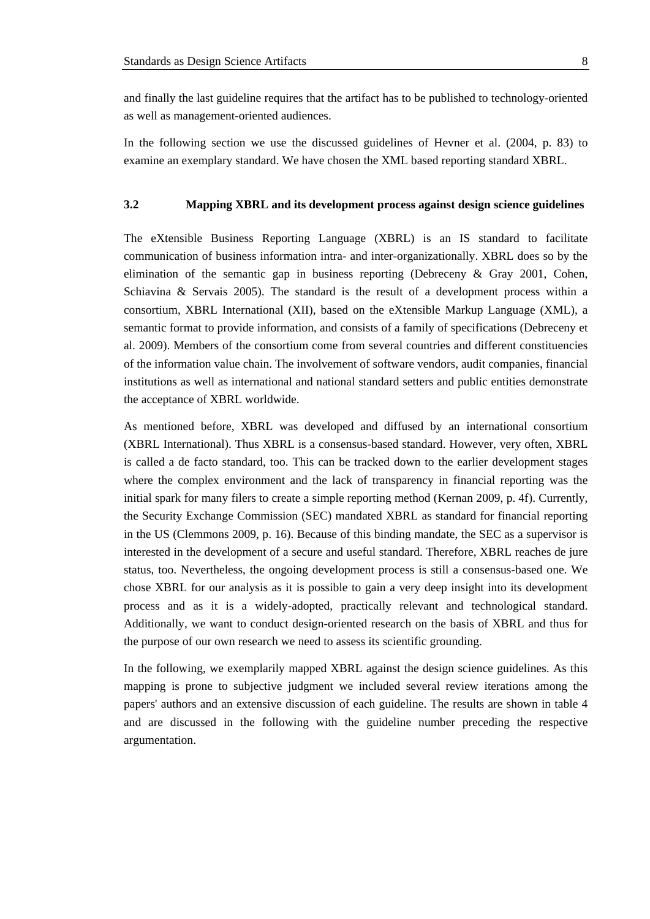and finally the last guideline requires that the artifact has to be published to technology-oriented as well as management-oriented audiences.

In the following section we use the discussed guidelines of Hevner et al. (2004, p. 83) to examine an exemplary standard. We have chosen the XML based reporting standard XBRL.

### 3.2 Mapping XBRL and its development process against design science guidelines

The eXtensible Business Reporting Language (XBRL) is an IS standard to facilitate communication of business information intra- and inter-organizationally. XBRL does so by the elimination of the semantic gap in business reporting (Debreceny & Gray 2001, Cohen, Schiavina & Servais 2005). The standard is the result of a development process within a consortium, XBRL International (XII), based on the eXtensible Markup Language (XML), a semantic format to provide information, and consists of a family of specifications (Debreceny et al. 2009). Members of the consortium come from several countries and different constituencies of the information value chain. The involvement of software vendors, audit companies, financial institutions as well as international and national standard setters and public entities demonstrate the acceptance of XBRL worldwide.

As mentioned before, XBRL was developed and diffused by an international consortium (XBRL International). Thus XBRL is a consensus-based standard. However, very often, XBRL is called a de facto standard, too. This can be tracked down to the earlier development stages where the complex environment and the lack of transparency in financial reporting was the initial spark for many filers to create a simple reporting method (Kernan 2009, p. 4f). Currently, the Security Exchange Commission (SEC) mandated XBRL as standard for financial reporting in the US (Clemmons 2009, p. 16). Because of this binding mandate, the SEC as a supervisor is interested in the development of a secure and useful standard. Therefore, XBRL reaches de jure status, too. Nevertheless, the ongoing development process is still a consensus-based one. We chose XBRL for our analysis as it is possible to gain a very deep insight into its development process and as it is a widely-adopted, practically relevant and technological standard. Additionally, we want to conduct design-oriented research on the basis of XBRL and thus for the purpose of our own research we need to assess its scientific grounding.

In the following, we exemplarily mapped XBRL against the design science guidelines. As this mapping is prone to subjective judgment we included several review iterations among the papers' authors and an extensive discussion of each guideline. The results are shown in table 4 and are discussed in the following with the guideline number preceding the respective argumentation.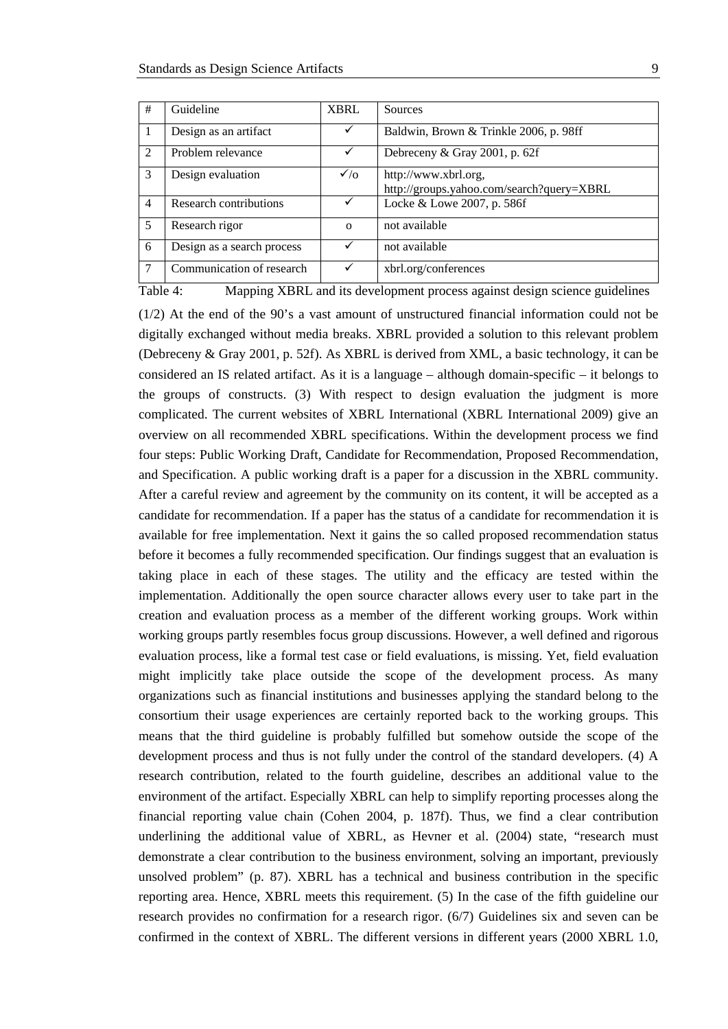| # | Guideline | XBRL | Sources |
|---|---|---|---|
| 1 | Design as an artifact | ✓ | Baldwin, Brown & Trinkle 2006, p. 98ff |
| 2 | Problem relevance | ✓ | Debreceny & Gray 2001, p. 62f |
| 3 | Design evaluation | ✓/o | http://www.xbrl.org, http://groups.yahoo.com/search?query=XBRL |
| 4 | Research contributions | ✓ | Locke & Lowe 2007, p. 586f |
| 5 | Research rigor | o | not available |
| 6 | Design as a search process | ✓ | not available |
| 7 | Communication of research | ✓ | xbrl.org/conferences |

Table 4: Mapping XBRL and its development process against design science guidelines

(1/2) At the end of the 90's a vast amount of unstructured financial information could not be digitally exchanged without media breaks. XBRL provided a solution to this relevant problem (Debreceny & Gray 2001, p. 52f). As XBRL is derived from XML, a basic technology, it can be considered an IS related artifact. As it is a language – although domain-specific – it belongs to the groups of constructs. (3) With respect to design evaluation the judgment is more complicated. The current websites of XBRL International (XBRL International 2009) give an overview on all recommended XBRL specifications. Within the development process we find four steps: Public Working Draft, Candidate for Recommendation, Proposed Recommendation, and Specification. A public working draft is a paper for a discussion in the XBRL community. After a careful review and agreement by the community on its content, it will be accepted as a candidate for recommendation. If a paper has the status of a candidate for recommendation it is available for free implementation. Next it gains the so called proposed recommendation status before it becomes a fully recommended specification. Our findings suggest that an evaluation is taking place in each of these stages. The utility and the efficacy are tested within the implementation. Additionally the open source character allows every user to take part in the creation and evaluation process as a member of the different working groups. Work within working groups partly resembles focus group discussions. However, a well defined and rigorous evaluation process, like a formal test case or field evaluations, is missing. Yet, field evaluation might implicitly take place outside the scope of the development process. As many organizations such as financial institutions and businesses applying the standard belong to the consortium their usage experiences are certainly reported back to the working groups. This means that the third guideline is probably fulfilled but somehow outside the scope of the development process and thus is not fully under the control of the standard developers. (4) A research contribution, related to the fourth guideline, describes an additional value to the environment of the artifact. Especially XBRL can help to simplify reporting processes along the financial reporting value chain (Cohen 2004, p. 187f). Thus, we find a clear contribution underlining the additional value of XBRL, as Hevner et al. (2004) state, "research must demonstrate a clear contribution to the business environment, solving an important, previously unsolved problem" (p. 87). XBRL has a technical and business contribution in the specific reporting area. Hence, XBRL meets this requirement. (5) In the case of the fifth guideline our research provides no confirmation for a research rigor. (6/7) Guidelines six and seven can be confirmed in the context of XBRL. The different versions in different years (2000 XBRL 1.0,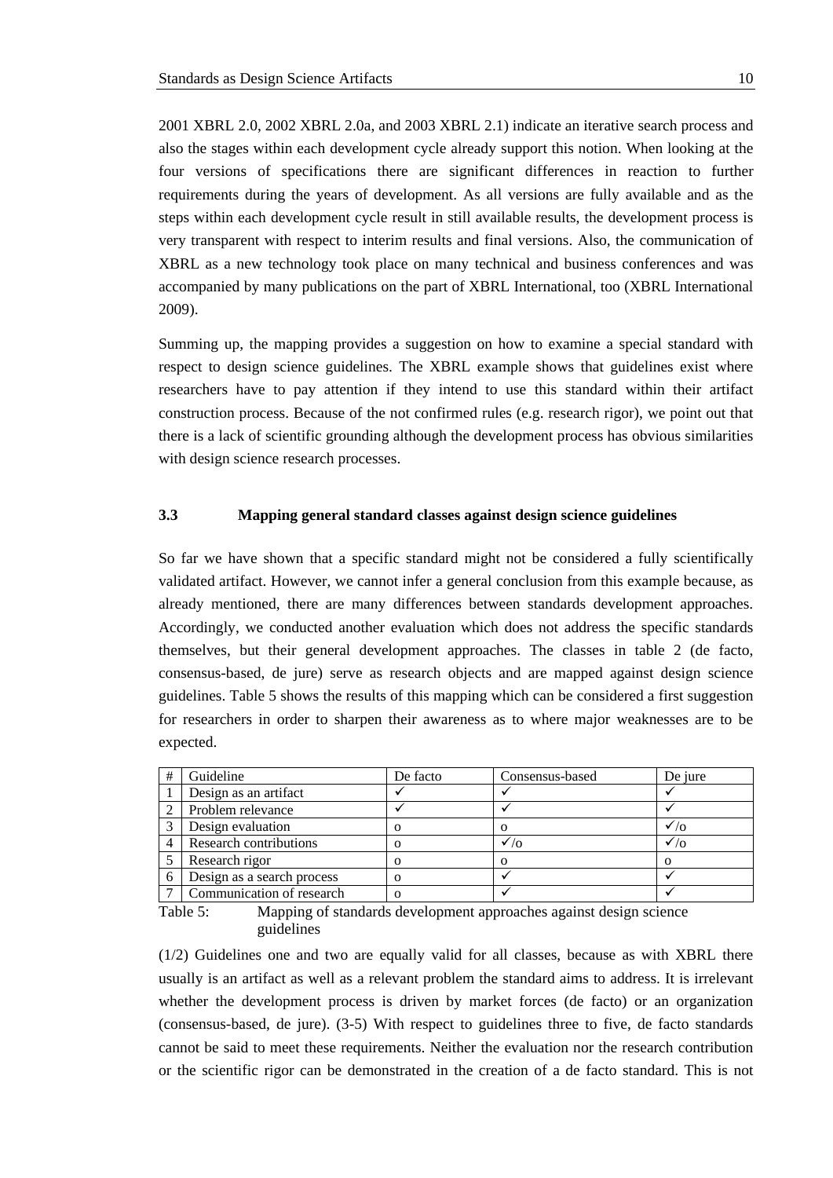2001 XBRL 2.0, 2002 XBRL 2.0a, and 2003 XBRL 2.1) indicate an iterative search process and also the stages within each development cycle already support this notion. When looking at the four versions of specifications there are significant differences in reaction to further requirements during the years of development. As all versions are fully available and as the steps within each development cycle result in still available results, the development process is very transparent with respect to interim results and final versions. Also, the communication of XBRL as a new technology took place on many technical and business conferences and was accompanied by many publications on the part of XBRL International, too (XBRL International 2009).

Summing up, the mapping provides a suggestion on how to examine a special standard with respect to design science guidelines. The XBRL example shows that guidelines exist where researchers have to pay attention if they intend to use this standard within their artifact construction process. Because of the not confirmed rules (e.g. research rigor), we point out that there is a lack of scientific grounding although the development process has obvious similarities with design science research processes.

### 3.3 Mapping general standard classes against design science guidelines

So far we have shown that a specific standard might not be considered a fully scientifically validated artifact. However, we cannot infer a general conclusion from this example because, as already mentioned, there are many differences between standards development approaches. Accordingly, we conducted another evaluation which does not address the specific standards themselves, but their general development approaches. The classes in table 2 (de facto, consensus-based, de jure) serve as research objects and are mapped against design science guidelines. Table 5 shows the results of this mapping which can be considered a first suggestion for researchers in order to sharpen their awareness as to where major weaknesses are to be expected.

| # | Guideline | De facto | Consensus-based | De jure |
|---|---|---|---|---|
| 1 | Design as an artifact | ✓ | ✓ | ✓ |
| 2 | Problem relevance | ✓ | ✓ | ✓ |
| 3 | Design evaluation | o | o | ✓/o |
| 4 | Research contributions | o | ✓/o | ✓/o |
| 5 | Research rigor | o | o | o |
| 6 | Design as a search process | o | ✓ | ✓ |
| 7 | Communication of research | o | ✓ | ✓ |

Table 5: Mapping of standards development approaches against design science guidelines

(1/2) Guidelines one and two are equally valid for all classes, because as with XBRL there usually is an artifact as well as a relevant problem the standard aims to address. It is irrelevant whether the development process is driven by market forces (de facto) or an organization (consensus-based, de jure). (3-5) With respect to guidelines three to five, de facto standards cannot be said to meet these requirements. Neither the evaluation nor the research contribution or the scientific rigor can be demonstrated in the creation of a de facto standard. This is not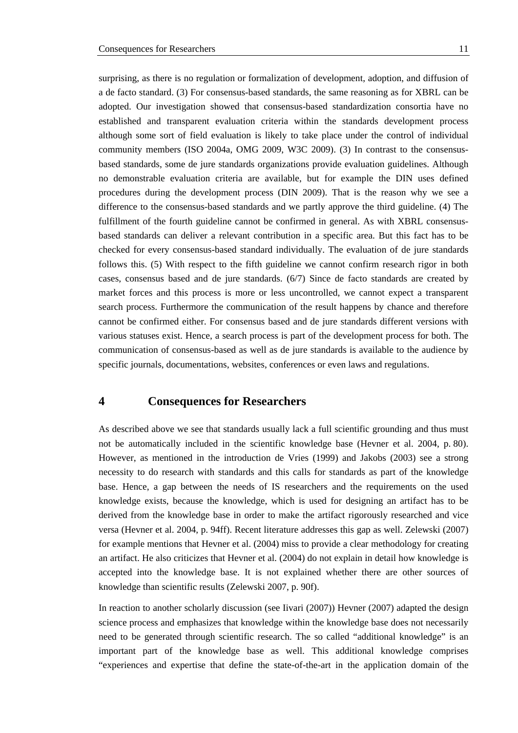surprising, as there is no regulation or formalization of development, adoption, and diffusion of a de facto standard. (3) For consensus-based standards, the same reasoning as for XBRL can be adopted. Our investigation showed that consensus-based standardization consortia have no established and transparent evaluation criteria within the standards development process although some sort of field evaluation is likely to take place under the control of individual community members (ISO 2004a, OMG 2009, W3C 2009). (3) In contrast to the consensus-based standards, some de jure standards organizations provide evaluation guidelines. Although no demonstrable evaluation criteria are available, but for example the DIN uses defined procedures during the development process (DIN 2009). That is the reason why we see a difference to the consensus-based standards and we partly approve the third guideline. (4) The fulfillment of the fourth guideline cannot be confirmed in general. As with XBRL consensus-based standards can deliver a relevant contribution in a specific area. But this fact has to be checked for every consensus-based standard individually. The evaluation of de jure standards follows this. (5) With respect to the fifth guideline we cannot confirm research rigor in both cases, consensus based and de jure standards. (6/7) Since de facto standards are created by market forces and this process is more or less uncontrolled, we cannot expect a transparent search process. Furthermore the communication of the result happens by chance and therefore cannot be confirmed either. For consensus based and de jure standards different versions with various statuses exist. Hence, a search process is part of the development process for both. The communication of consensus-based as well as de jure standards is available to the audience by specific journals, documentations, websites, conferences or even laws and regulations.

# 4 Consequences for Researchers

As described above we see that standards usually lack a full scientific grounding and thus must not be automatically included in the scientific knowledge base (Hevner et al. 2004, p. 80). However, as mentioned in the introduction de Vries (1999) and Jakobs (2003) see a strong necessity to do research with standards and this calls for standards as part of the knowledge base. Hence, a gap between the needs of IS researchers and the requirements on the used knowledge exists, because the knowledge, which is used for designing an artifact has to be derived from the knowledge base in order to make the artifact rigorously researched and vice versa (Hevner et al. 2004, p. 94ff). Recent literature addresses this gap as well. Zelewski (2007) for example mentions that Hevner et al. (2004) miss to provide a clear methodology for creating an artifact. He also criticizes that Hevner et al. (2004) do not explain in detail how knowledge is accepted into the knowledge base. It is not explained whether there are other sources of knowledge than scientific results (Zelewski 2007, p. 90f).

In reaction to another scholarly discussion (see Iivari (2007)) Hevner (2007) adapted the design science process and emphasizes that knowledge within the knowledge base does not necessarily need to be generated through scientific research. The so called "additional knowledge" is an important part of the knowledge base as well. This additional knowledge comprises "experiences and expertise that define the state-of-the-art in the application domain of the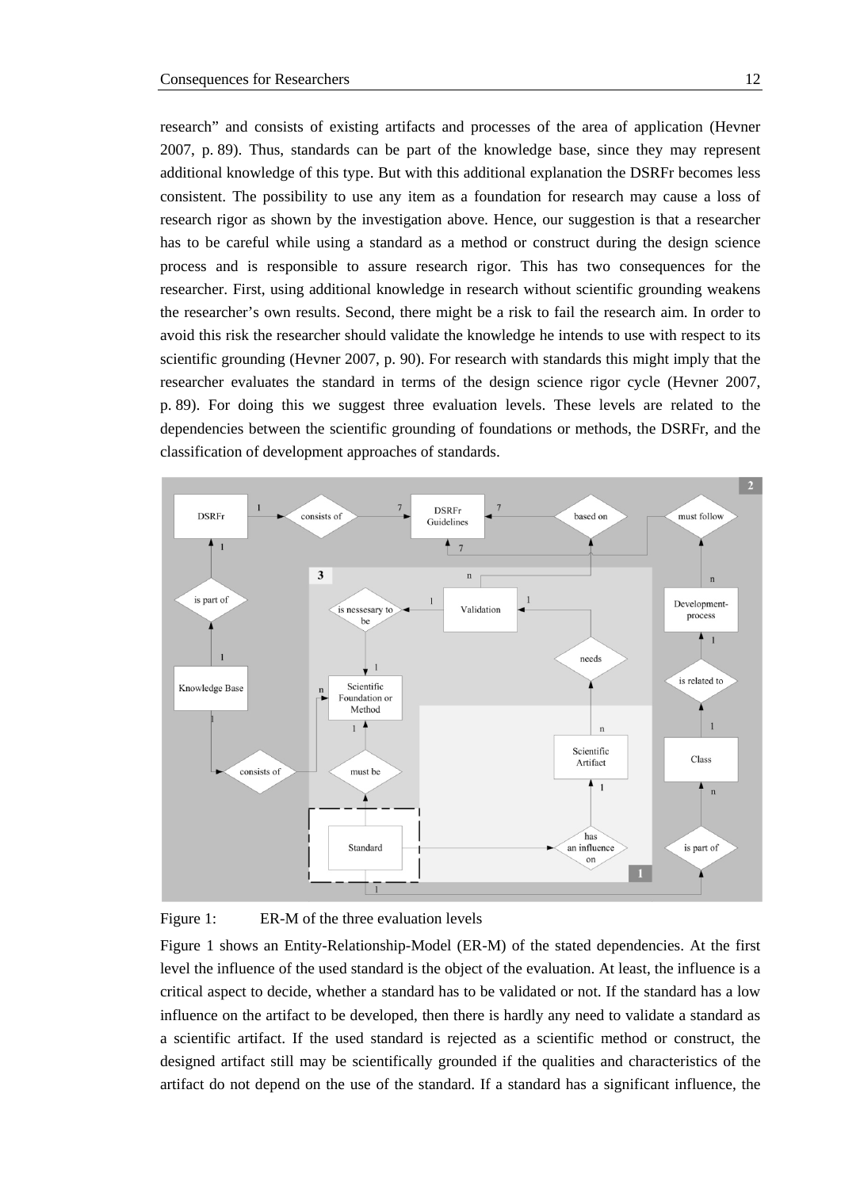research" and consists of existing artifacts and processes of the area of application (Hevner 2007, p. 89). Thus, standards can be part of the knowledge base, since they may represent additional knowledge of this type. But with this additional explanation the DSRFr becomes less consistent. The possibility to use any item as a foundation for research may cause a loss of research rigor as shown by the investigation above. Hence, our suggestion is that a researcher has to be careful while using a standard as a method or construct during the design science process and is responsible to assure research rigor. This has two consequences for the researcher. First, using additional knowledge in research without scientific grounding weakens the researcher's own results. Second, there might be a risk to fail the research aim. In order to avoid this risk the researcher should validate the knowledge he intends to use with respect to its scientific grounding (Hevner 2007, p. 90). For research with standards this might imply that the researcher evaluates the standard in terms of the design science rigor cycle (Hevner 2007, p. 89). For doing this we suggest three evaluation levels. These levels are related to the dependencies between the scientific grounding of foundations or methods, the DSRFr, and the classification of development approaches of standards.

Figure 1: ER-M of the three evaluation levels

Figure 1 shows an Entity-Relationship-Model (ER-M) of the stated dependencies. At the first level the influence of the used standard is the object of the evaluation. At least, the influence is a critical aspect to decide, whether a standard has to be validated or not. If the standard has a low influence on the artifact to be developed, then there is hardly any need to validate a standard as a scientific artifact. If the used standard is rejected as a scientific method or construct, the designed artifact still may be scientifically grounded if the qualities and characteristics of the artifact do not depend on the use of the standard. If a standard has a significant influence, the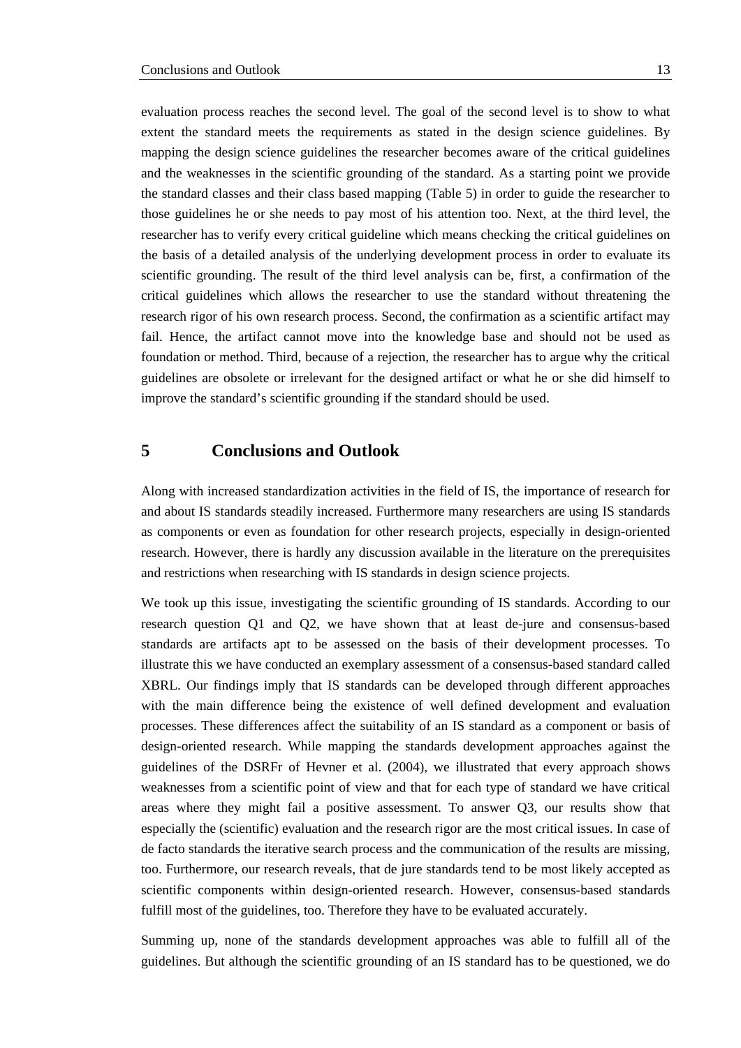evaluation process reaches the second level. The goal of the second level is to show to what extent the standard meets the requirements as stated in the design science guidelines. By mapping the design science guidelines the researcher becomes aware of the critical guidelines and the weaknesses in the scientific grounding of the standard. As a starting point we provide the standard classes and their class based mapping (Table 5) in order to guide the researcher to those guidelines he or she needs to pay most of his attention too. Next, at the third level, the researcher has to verify every critical guideline which means checking the critical guidelines on the basis of a detailed analysis of the underlying development process in order to evaluate its scientific grounding. The result of the third level analysis can be, first, a confirmation of the critical guidelines which allows the researcher to use the standard without threatening the research rigor of his own research process. Second, the confirmation as a scientific artifact may fail. Hence, the artifact cannot move into the knowledge base and should not be used as foundation or method. Third, because of a rejection, the researcher has to argue why the critical guidelines are obsolete or irrelevant for the designed artifact or what he or she did himself to improve the standard's scientific grounding if the standard should be used.

# 5 Conclusions and Outlook

Along with increased standardization activities in the field of IS, the importance of research for and about IS standards steadily increased. Furthermore many researchers are using IS standards as components or even as foundation for other research projects, especially in design-oriented research. However, there is hardly any discussion available in the literature on the prerequisites and restrictions when researching with IS standards in design science projects.

We took up this issue, investigating the scientific grounding of IS standards. According to our research question Q1 and Q2, we have shown that at least de-jure and consensus-based standards are artifacts apt to be assessed on the basis of their development processes. To illustrate this we have conducted an exemplary assessment of a consensus-based standard called XBRL. Our findings imply that IS standards can be developed through different approaches with the main difference being the existence of well defined development and evaluation processes. These differences affect the suitability of an IS standard as a component or basis of design-oriented research. While mapping the standards development approaches against the guidelines of the DSRFr of Hevner et al. (2004), we illustrated that every approach shows weaknesses from a scientific point of view and that for each type of standard we have critical areas where they might fail a positive assessment. To answer Q3, our results show that especially the (scientific) evaluation and the research rigor are the most critical issues. In case of de facto standards the iterative search process and the communication of the results are missing, too. Furthermore, our research reveals, that de jure standards tend to be most likely accepted as scientific components within design-oriented research. However, consensus-based standards fulfill most of the guidelines, too. Therefore they have to be evaluated accurately.

Summing up, none of the standards development approaches was able to fulfill all of the guidelines. But although the scientific grounding of an IS standard has to be questioned, we do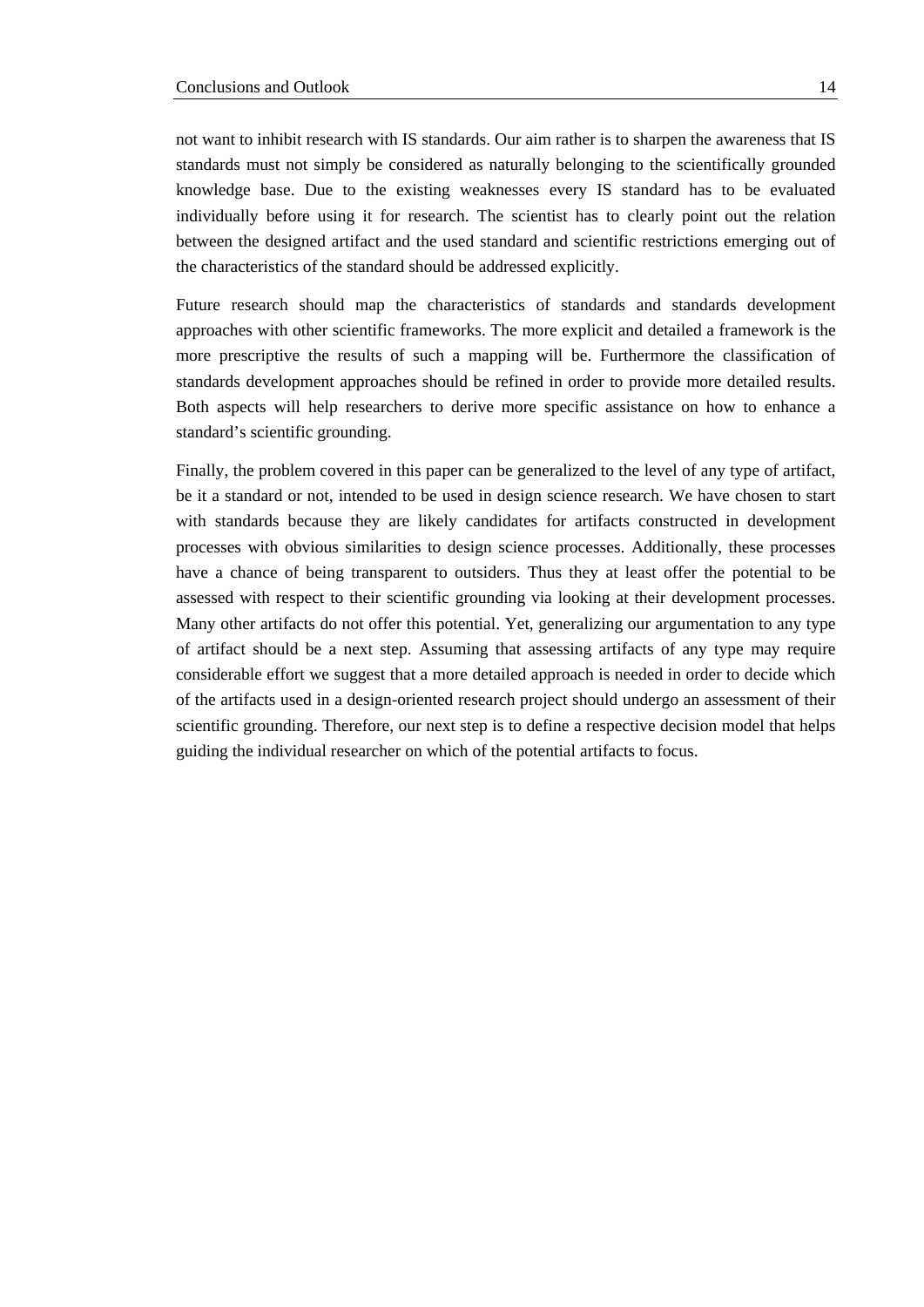not want to inhibit research with IS standards. Our aim rather is to sharpen the awareness that IS standards must not simply be considered as naturally belonging to the scientifically grounded knowledge base. Due to the existing weaknesses every IS standard has to be evaluated individually before using it for research. The scientist has to clearly point out the relation between the designed artifact and the used standard and scientific restrictions emerging out of the characteristics of the standard should be addressed explicitly.

Future research should map the characteristics of standards and standards development approaches with other scientific frameworks. The more explicit and detailed a framework is the more prescriptive the results of such a mapping will be. Furthermore the classification of standards development approaches should be refined in order to provide more detailed results. Both aspects will help researchers to derive more specific assistance on how to enhance a standard's scientific grounding.

Finally, the problem covered in this paper can be generalized to the level of any type of artifact, be it a standard or not, intended to be used in design science research. We have chosen to start with standards because they are likely candidates for artifacts constructed in development processes with obvious similarities to design science processes. Additionally, these processes have a chance of being transparent to outsiders. Thus they at least offer the potential to be assessed with respect to their scientific grounding via looking at their development processes. Many other artifacts do not offer this potential. Yet, generalizing our argumentation to any type of artifact should be a next step. Assuming that assessing artifacts of any type may require considerable effort we suggest that a more detailed approach is needed in order to decide which of the artifacts used in a design-oriented research project should undergo an assessment of their scientific grounding. Therefore, our next step is to define a respective decision model that helps guiding the individual researcher on which of the potential artifacts to focus.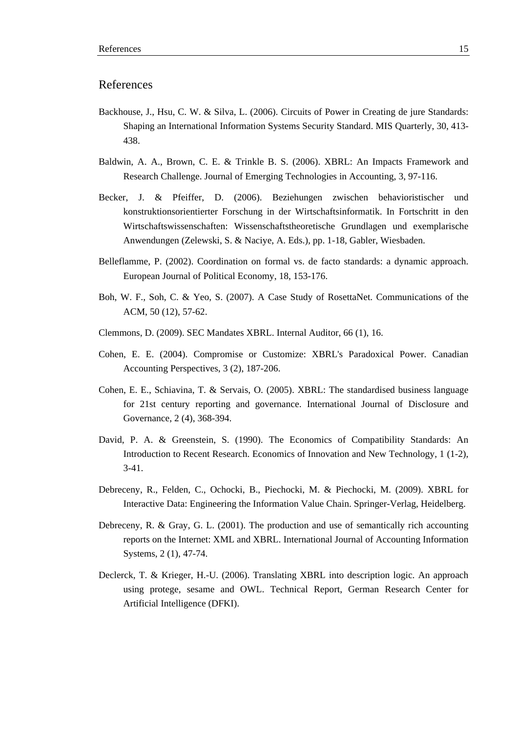# References

Backhouse, J., Hsu, C. W. & Silva, L. (2006). Circuits of Power in Creating de jure Standards: Shaping an International Information Systems Security Standard. MIS Quarterly, 30, 413-438.

Baldwin, A. A., Brown, C. E. & Trinkle B. S. (2006). XBRL: An Impacts Framework and Research Challenge. Journal of Emerging Technologies in Accounting, 3, 97-116.

Becker, J. & Pfeiffer, D. (2006). Beziehungen zwischen behavioristischer und konstruktionsorientierter Forschung in der Wirtschaftsinformatik. In Fortschritt in den Wirtschaftswissenschaften: Wissenschaftstheoretische Grundlagen und exemplarische Anwendungen (Zelewski, S. & Naciye, A. Eds.), pp. 1-18, Gabler, Wiesbaden.

Belleflamme, P. (2002). Coordination on formal vs. de facto standards: a dynamic approach. European Journal of Political Economy, 18, 153-176.

Boh, W. F., Soh, C. & Yeo, S. (2007). A Case Study of RosettaNet. Communications of the ACM, 50 (12), 57-62.

Clemmons, D. (2009). SEC Mandates XBRL. Internal Auditor, 66 (1), 16.

Cohen, E. E. (2004). Compromise or Customize: XBRL's Paradoxical Power. Canadian Accounting Perspectives, 3 (2), 187-206.

Cohen, E. E., Schiavina, T. & Servais, O. (2005). XBRL: The standardised business language for 21st century reporting and governance. International Journal of Disclosure and Governance, 2 (4), 368-394.

David, P. A. & Greenstein, S. (1990). The Economics of Compatibility Standards: An Introduction to Recent Research. Economics of Innovation and New Technology, 1 (1-2), 3-41.

Debreceny, R., Felden, C., Ochocki, B., Piechocki, M. & Piechocki, M. (2009). XBRL for Interactive Data: Engineering the Information Value Chain. Springer-Verlag, Heidelberg.

Debreceny, R. & Gray, G. L. (2001). The production and use of semantically rich accounting reports on the Internet: XML and XBRL. International Journal of Accounting Information Systems, 2 (1), 47-74.

Declerck, T. & Krieger, H.-U. (2006). Translating XBRL into description logic. An approach using protege, sesame and OWL. Technical Report, German Research Center for Artificial Intelligence (DFKI).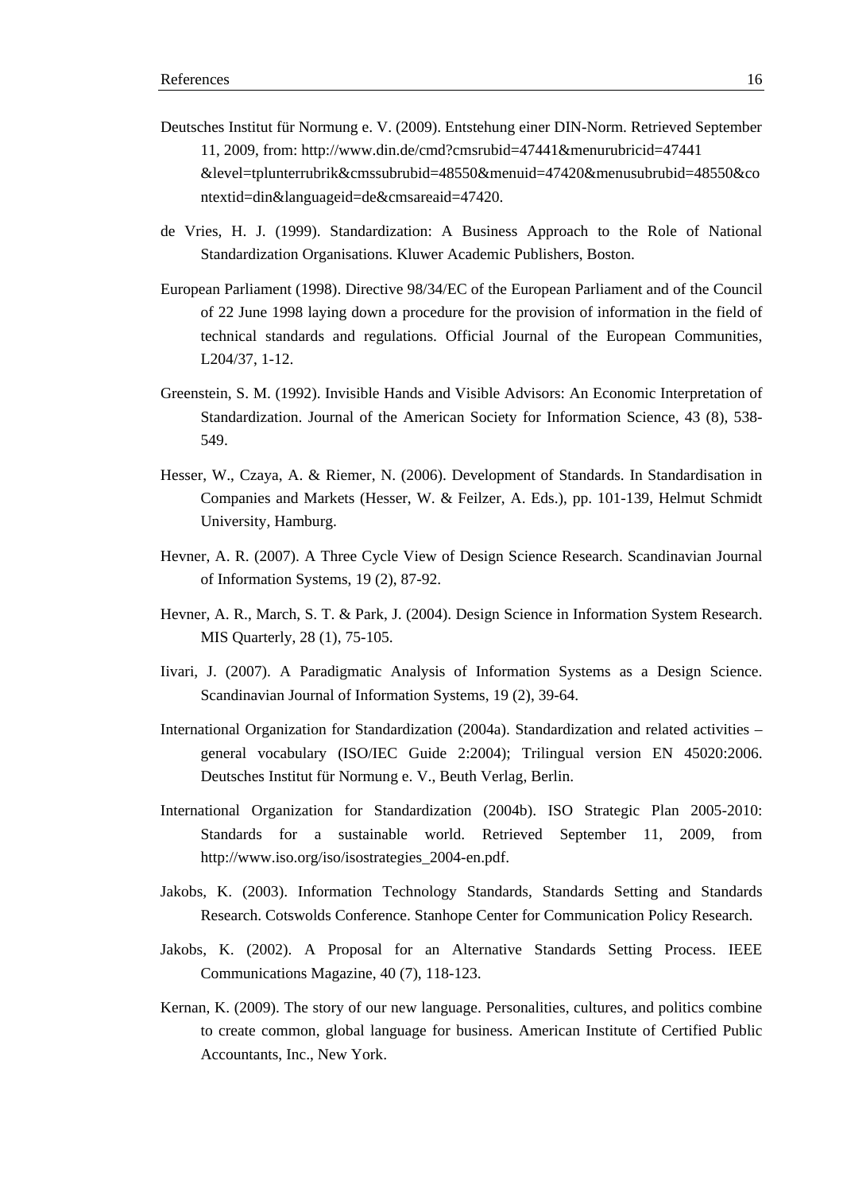Deutsches Institut für Normung e. V. (2009). Entstehung einer DIN-Norm. Retrieved September 11, 2009, from: http://www.din.de/cmd?cmsrubid=47441&menurubricid=47441&level=tplunterrubrik&cmssubrubid=48550&menuid=47420&menusubrubid=48550&contextid=din&languageid=de&cmsareaid=47420.

de Vries, H. J. (1999). Standardization: A Business Approach to the Role of National Standardization Organisations. Kluwer Academic Publishers, Boston.

European Parliament (1998). Directive 98/34/EC of the European Parliament and of the Council of 22 June 1998 laying down a procedure for the provision of information in the field of technical standards and regulations. Official Journal of the European Communities, L204/37, 1-12.

Greenstein, S. M. (1992). Invisible Hands and Visible Advisors: An Economic Interpretation of Standardization. Journal of the American Society for Information Science, 43 (8), 538-549.

Hesser, W., Czaya, A. & Riemer, N. (2006). Development of Standards. In Standardisation in Companies and Markets (Hesser, W. & Feilzer, A. Eds.), pp. 101-139, Helmut Schmidt University, Hamburg.

Hevner, A. R. (2007). A Three Cycle View of Design Science Research. Scandinavian Journal of Information Systems, 19 (2), 87-92.

Hevner, A. R., March, S. T. & Park, J. (2004). Design Science in Information System Research. MIS Quarterly, 28 (1), 75-105.

Iivari, J. (2007). A Paradigmatic Analysis of Information Systems as a Design Science. Scandinavian Journal of Information Systems, 19 (2), 39-64.

International Organization for Standardization (2004a). Standardization and related activities – general vocabulary (ISO/IEC Guide 2:2004); Trilingual version EN 45020:2006. Deutsches Institut für Normung e. V., Beuth Verlag, Berlin.

International Organization for Standardization (2004b). ISO Strategic Plan 2005-2010: Standards for a sustainable world. Retrieved September 11, 2009, from http://www.iso.org/iso/isostrategies_2004-en.pdf.

Jakobs, K. (2003). Information Technology Standards, Standards Setting and Standards Research. Cotswolds Conference. Stanhope Center for Communication Policy Research.

Jakobs, K. (2002). A Proposal for an Alternative Standards Setting Process. IEEE Communications Magazine, 40 (7), 118-123.

Kernan, K. (2009). The story of our new language. Personalities, cultures, and politics combine to create common, global language for business. American Institute of Certified Public Accountants, Inc., New York.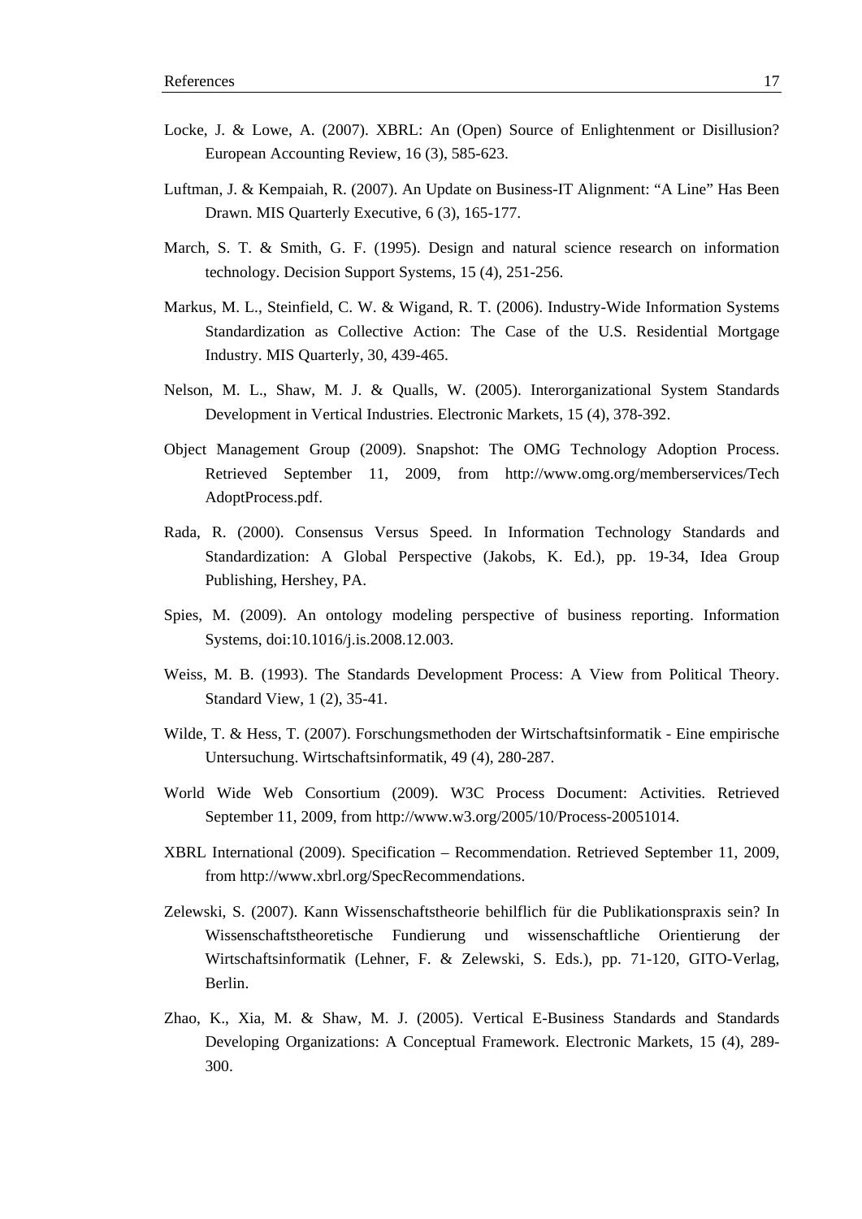Locke, J. & Lowe, A. (2007). XBRL: An (Open) Source of Enlightenment or Disillusion? European Accounting Review, 16 (3), 585-623.

Luftman, J. & Kempaiah, R. (2007). An Update on Business-IT Alignment: "A Line" Has Been Drawn. MIS Quarterly Executive, 6 (3), 165-177.

March, S. T. & Smith, G. F. (1995). Design and natural science research on information technology. Decision Support Systems, 15 (4), 251-256.

Markus, M. L., Steinfield, C. W. & Wigand, R. T. (2006). Industry-Wide Information Systems Standardization as Collective Action: The Case of the U.S. Residential Mortgage Industry. MIS Quarterly, 30, 439-465.

Nelson, M. L., Shaw, M. J. & Qualls, W. (2005). Interorganizational System Standards Development in Vertical Industries. Electronic Markets, 15 (4), 378-392.

Object Management Group (2009). Snapshot: The OMG Technology Adoption Process. Retrieved September 11, 2009, from http://www.omg.org/memberservices/TechAdoptProcess.pdf.

Rada, R. (2000). Consensus Versus Speed. In Information Technology Standards and Standardization: A Global Perspective (Jakobs, K. Ed.), pp. 19-34, Idea Group Publishing, Hershey, PA.

Spies, M. (2009). An ontology modeling perspective of business reporting. Information Systems, doi:10.1016/j.is.2008.12.003.

Weiss, M. B. (1993). The Standards Development Process: A View from Political Theory. Standard View, 1 (2), 35-41.

Wilde, T. & Hess, T. (2007). Forschungsmethoden der Wirtschaftsinformatik - Eine empirische Untersuchung. Wirtschaftsinformatik, 49 (4), 280-287.

World Wide Web Consortium (2009). W3C Process Document: Activities. Retrieved September 11, 2009, from http://www.w3.org/2005/10/Process-20051014.

XBRL International (2009). Specification – Recommendation. Retrieved September 11, 2009, from http://www.xbrl.org/SpecRecommendations.

Zelewski, S. (2007). Kann Wissenschaftstheorie behilflich für die Publikationspraxis sein? In Wissenschaftstheoretische Fundierung und wissenschaftliche Orientierung der Wirtschaftsinformatik (Lehner, F. & Zelewski, S. Eds.), pp. 71-120, GITO-Verlag, Berlin.

Zhao, K., Xia, M. & Shaw, M. J. (2005). Vertical E-Business Standards and Standards Developing Organizations: A Conceptual Framework. Electronic Markets, 15 (4), 289-300.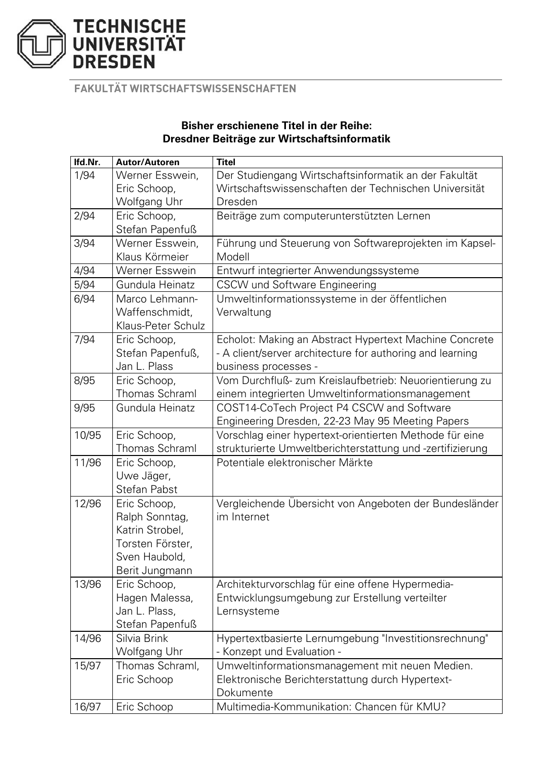**TECHNISCHE UNIVERSITÄT DRESDEN**

**FAKULTÄT WIRTSCHAFTSWISSENSCHAFTEN**

**Bisher erschienene Titel in der Reihe:**
**Dresdner Beiträge zur Wirtschaftsinformatik**

| lfd.Nr. | Autor/Autoren | Titel |
|---|---|---|
| 1/94 | Werner Esswein, Eric Schoop, Wolfgang Uhr | Der Studiengang Wirtschaftsinformatik an der Fakultät Wirtschaftswissenschaften der Technischen Universität Dresden |
| 2/94 | Eric Schoop, Stefan Papenfuß | Beiträge zum computerunterstützten Lernen |
| 3/94 | Werner Esswein, Klaus Körmeier | Führung und Steuerung von Softwareprojekten im Kapsel-Modell |
| 4/94 | Werner Esswein | Entwurf integrierter Anwendungssysteme |
| 5/94 | Gundula Heinatz | CSCW und Software Engineering |
| 6/94 | Marco Lehmann-Waffenschmidt, Klaus-Peter Schulz | Umweltinformationssysteme in der öffentlichen Verwaltung |
| 7/94 | Eric Schoop, Stefan Papenfuß, Jan L. Plass | Echolot: Making an Abstract Hypertext Machine Concrete - A client/server architecture for authoring and learning business processes - |
| 8/95 | Eric Schoop, Thomas Schraml | Vom Durchfluß- zum Kreislaufbetrieb: Neuorientierung zu einem integrierten Umweltinformationsmanagement |
| 9/95 | Gundula Heinatz | COST14-CoTech Project P4 CSCW and Software Engineering Dresden, 22-23 May 95 Meeting Papers |
| 10/95 | Eric Schoop, Thomas Schraml | Vorschlag einer hypertext-orientierten Methode für eine strukturierte Umweltberichterstattung und -zertifizierung |
| 11/96 | Eric Schoop, Uwe Jäger, Stefan Pabst | Potentiale elektronischer Märkte |
| 12/96 | Eric Schoop, Ralph Sonntag, Katrin Strobel, Torsten Förster, Sven Haubold, Berit Jungmann | Vergleichende Übersicht von Angeboten der Bundesländer im Internet |
| 13/96 | Eric Schoop, Hagen Malessa, Jan L. Plass, Stefan Papenfuß | Architekturvorschlag für eine offene Hypermedia-Entwicklungsumgebung zur Erstellung verteilter Lernsysteme |
| 14/96 | Silvia Brink Wolfgang Uhr | Hypertextbasierte Lernumgebung "Investitionsrechnung" - Konzept und Evaluation - |
| 15/97 | Thomas Schraml, Eric Schoop | Umweltinformationsmanagement mit neuen Medien. Elektronische Berichterstattung durch Hypertext-Dokumente |
| 16/97 | Eric Schoop | Multimedia-Kommunikation: Chancen für KMU? |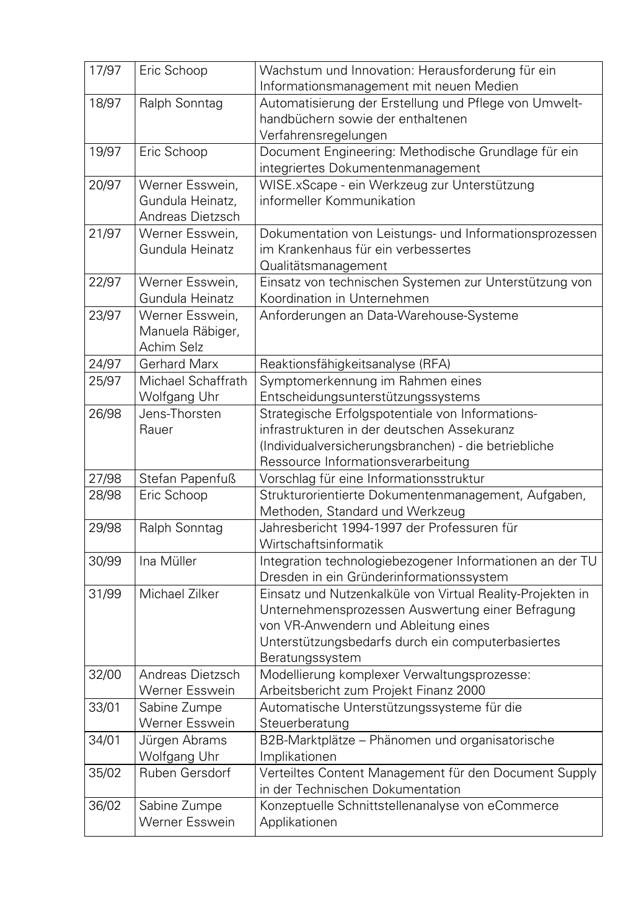| | | |
|---|---|---|
| 17/97 | Eric Schoop | Wachstum und Innovation: Herausforderung für ein Informationsmanagement mit neuen Medien |
| 18/97 | Ralph Sonntag | Automatisierung der Erstellung und Pflege von Umwelthandbüchern sowie der enthaltenen Verfahrensregelungen |
| 19/97 | Eric Schoop | Document Engineering: Methodische Grundlage für ein integriertes Dokumentenmanagement |
| 20/97 | Werner Esswein, Gundula Heinatz, Andreas Dietzsch | WISE.xScape - ein Werkzeug zur Unterstützung informeller Kommunikation |
| 21/97 | Werner Esswein, Gundula Heinatz | Dokumentation von Leistungs- und Informationsprozessen im Krankenhaus für ein verbessertes Qualitätsmanagement |
| 22/97 | Werner Esswein, Gundula Heinatz | Einsatz von technischen Systemen zur Unterstützung von Koordination in Unternehmen |
| 23/97 | Werner Esswein, Manuela Räbiger, Achim Selz | Anforderungen an Data-Warehouse-Systeme |
| 24/97 | Gerhard Marx | Reaktionsfähigkeitsanalyse (RFA) |
| 25/97 | Michael Schaffrath Wolfgang Uhr | Symptomerkennung im Rahmen eines Entscheidungsunterstützungssystems |
| 26/98 | Jens-Thorsten Rauer | Strategische Erfolgspotentiale von Informationsinfrastrukturen in der deutschen Assekuranz (Individualversicherungsbranchen) - die betriebliche Ressource Informationsverarbeitung |
| 27/98 | Stefan Papenfuß | Vorschlag für eine Informationsstruktur |
| 28/98 | Eric Schoop | Strukturorientierte Dokumentenmanagement, Aufgaben, Methoden, Standard und Werkzeug |
| 29/98 | Ralph Sonntag | Jahresbericht 1994-1997 der Professuren für Wirtschaftsinformatik |
| 30/99 | Ina Müller | Integration technologiebezogener Informationen an der TU Dresden in ein Gründerinformationssystem |
| 31/99 | Michael Zilker | Einsatz und Nutzenkalküle von Virtual Reality-Projekten in Unternehmensprozessen Auswertung einer Befragung von VR-Anwendern und Ableitung eines Unterstützungsbedarfs durch ein computerbasiertes Beratungssystem |
| 32/00 | Andreas Dietzsch Werner Esswein | Modellierung komplexer Verwaltungsprozesse: Arbeitsbericht zum Projekt Finanz 2000 |
| 33/01 | Sabine Zumpe Werner Esswein | Automatische Unterstützungssysteme für die Steuerberatung |
| 34/01 | Jürgen Abrams Wolfgang Uhr | B2B-Marktplätze – Phänomen und organisatorische Implikationen |
| 35/02 | Ruben Gersdorf | Verteiltes Content Management für den Document Supply in der Technischen Dokumentation |
| 36/02 | Sabine Zumpe Werner Esswein | Konzeptuelle Schnittstellenanalyse von eCommerce Applikationen |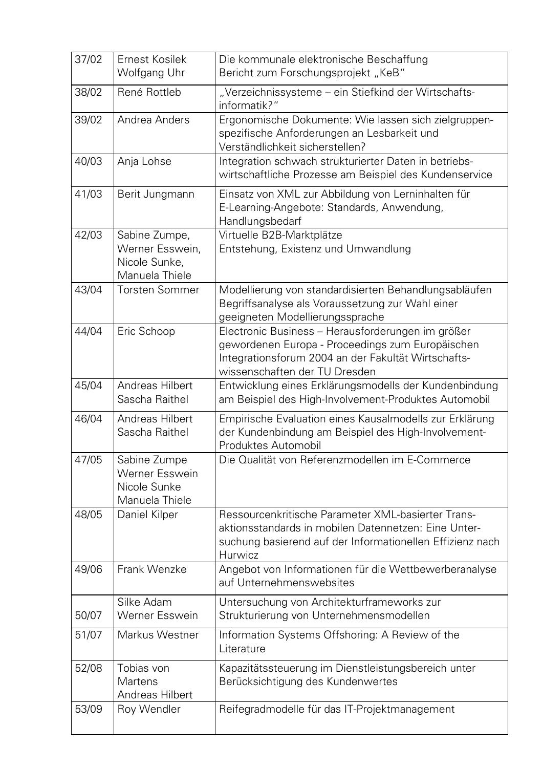| | | |
|---|---|---|
| 37/02 | Ernest Kosilek<br>Wolfgang Uhr | Die kommunale elektronische Beschaffung<br>Bericht zum Forschungsprojekt „KeB" |
| 38/02 | René Rottleb | „Verzeichnissysteme – ein Stiefkind der Wirtschafts-informatik?" |
| 39/02 | Andrea Anders | Ergonomische Dokumente: Wie lassen sich zielgruppen-spezifische Anforderungen an Lesbarkeit und Verständlichkeit sicherstellen? |
| 40/03 | Anja Lohse | Integration schwach strukturierter Daten in betriebs-wirtschaftliche Prozesse am Beispiel des Kundenservice |
| 41/03 | Berit Jungmann | Einsatz von XML zur Abbildung von Lerninhalten für E-Learning-Angebote: Standards, Anwendung, Handlungsbedarf |
| 42/03 | Sabine Zumpe,<br>Werner Esswein,<br>Nicole Sunke,<br>Manuela Thiele | Virtuelle B2B-Marktplätze<br>Entstehung, Existenz und Umwandlung |
| 43/04 | Torsten Sommer | Modellierung von standardisierten Behandlungsabläufen<br>Begriffsanalyse als Voraussetzung zur Wahl einer geeigneten Modellierungssprache |
| 44/04 | Eric Schoop | Electronic Business – Herausforderungen im größer gewordenen Europa - Proceedings zum Europäischen Integrationsforum 2004 an der Fakultät Wirtschafts-wissenschaften der TU Dresden |
| 45/04 | Andreas Hilbert<br>Sascha Raithel | Entwicklung eines Erklärungsmodells der Kundenbindung am Beispiel des High-Involvement-Produktes Automobil |
| 46/04 | Andreas Hilbert<br>Sascha Raithel | Empirische Evaluation eines Kausalmodells zur Erklärung der Kundenbindung am Beispiel des High-Involvement-Produktes Automobil |
| 47/05 | Sabine Zumpe<br>Werner Esswein<br>Nicole Sunke<br>Manuela Thiele | Die Qualität von Referenzmodellen im E-Commerce |
| 48/05 | Daniel Kilper | Ressourcenkritische Parameter XML-basierter Trans-aktionsstandards in mobilen Datennetzen: Eine Unter-suchung basierend auf der Informationellen Effizienz nach Hurwicz |
| 49/06 | Frank Wenzke | Angebot von Informationen für die Wettbewerberanalyse auf Unternehmenswebsites |
| 50/07 | Silke Adam<br>Werner Esswein | Untersuchung von Architekturframeworks zur Strukturierung von Unternehmensmodellen |
| 51/07 | Markus Westner | Information Systems Offshoring: A Review of the Literature |
| 52/08 | Tobias von Martens<br>Andreas Hilbert | Kapazitätssteuerung im Dienstleistungsbereich unter Berücksichtigung des Kundenwertes |
| 53/09 | Roy Wendler | Reifegradmodelle für das IT-Projektmanagement |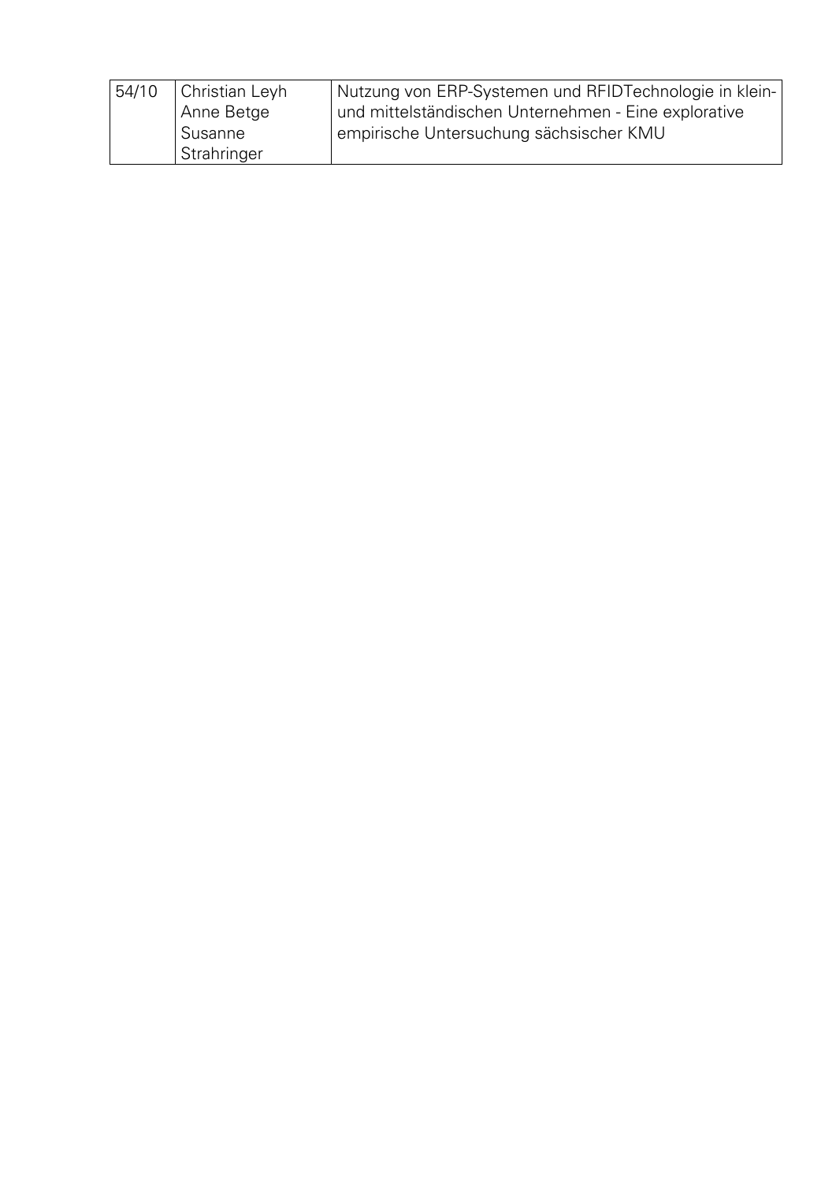| | | |
|---|---|---|
| 54/10 | Christian Leyh<br>Anne Betge<br>Susanne Strahringer | Nutzung von ERP-Systemen und RFIDTechnologie in klein- und mittelständischen Unternehmen - Eine explorative empirische Untersuchung sächsischer KMU |